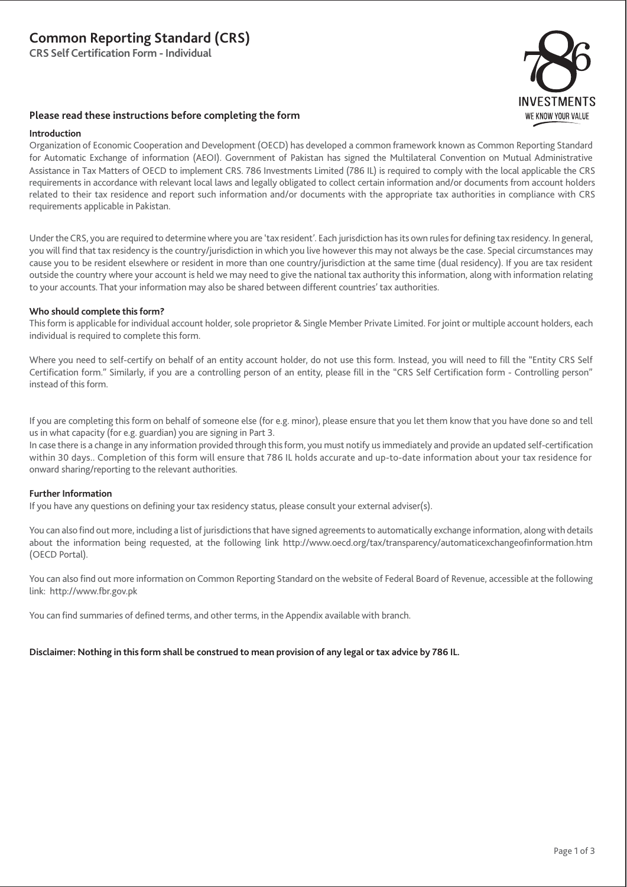# Common Reporting Standard (CRS)

**CRS Self Certification Form - Individual**

786 INVESTMENTS
WE KNOW YOUR VALUE

## Please read these instructions before completing the form

**Introduction**

Organization of Economic Cooperation and Development (OECD) has developed a common framework known as Common Reporting Standard for Automatic Exchange of information (AEOI). Government of Pakistan has signed the Multilateral Convention on Mutual Administrative Assistance in Tax Matters of OECD to implement CRS. 786 Investments Limited (786 IL) is required to comply with the local applicable the CRS requirements in accordance with relevant local laws and legally obligated to collect certain information and/or documents from account holders related to their tax residence and report such information and/or documents with the appropriate tax authorities in compliance with CRS requirements applicable in Pakistan.

Under the CRS, you are required to determine where you are 'tax resident'. Each jurisdiction has its own rules for defining tax residency. In general, you will find that tax residency is the country/jurisdiction in which you live however this may not always be the case. Special circumstances may cause you to be resident elsewhere or resident in more than one country/jurisdiction at the same time (dual residency). If you are tax resident outside the country where your account is held we may need to give the national tax authority this information, along with information relating to your accounts. That your information may also be shared between different countries' tax authorities.

**Who should complete this form?**

This form is applicable for individual account holder, sole proprietor & Single Member Private Limited. For joint or multiple account holders, each individual is required to complete this form.

Where you need to self-certify on behalf of an entity account holder, do not use this form. Instead, you will need to fill the "Entity CRS Self Certification form." Similarly, if you are a controlling person of an entity, please fill in the "CRS Self Certification form - Controlling person" instead of this form.

If you are completing this form on behalf of someone else (for e.g. minor), please ensure that you let them know that you have done so and tell us in what capacity (for e.g. guardian) you are signing in Part 3.
In case there is a change in any information provided through this form, you must notify us immediately and provide an updated self-certification within 30 days.. Completion of this form will ensure that 786 IL holds accurate and up-to-date information about your tax residence for onward sharing/reporting to the relevant authorities.

**Further Information**

If you have any questions on defining your tax residency status, please consult your external adviser(s).

You can also find out more, including a list of jurisdictions that have signed agreements to automatically exchange information, along with details about the information being requested, at the following link http://www.oecd.org/tax/transparency/automaticexchangeofinformation.htm (OECD Portal).

You can also find out more information on Common Reporting Standard on the website of Federal Board of Revenue, accessible at the following link: http://www.fbr.gov.pk

You can find summaries of defined terms, and other terms, in the Appendix available with branch.

**Disclaimer: Nothing in this form shall be construed to mean provision of any legal or tax advice by 786 IL.**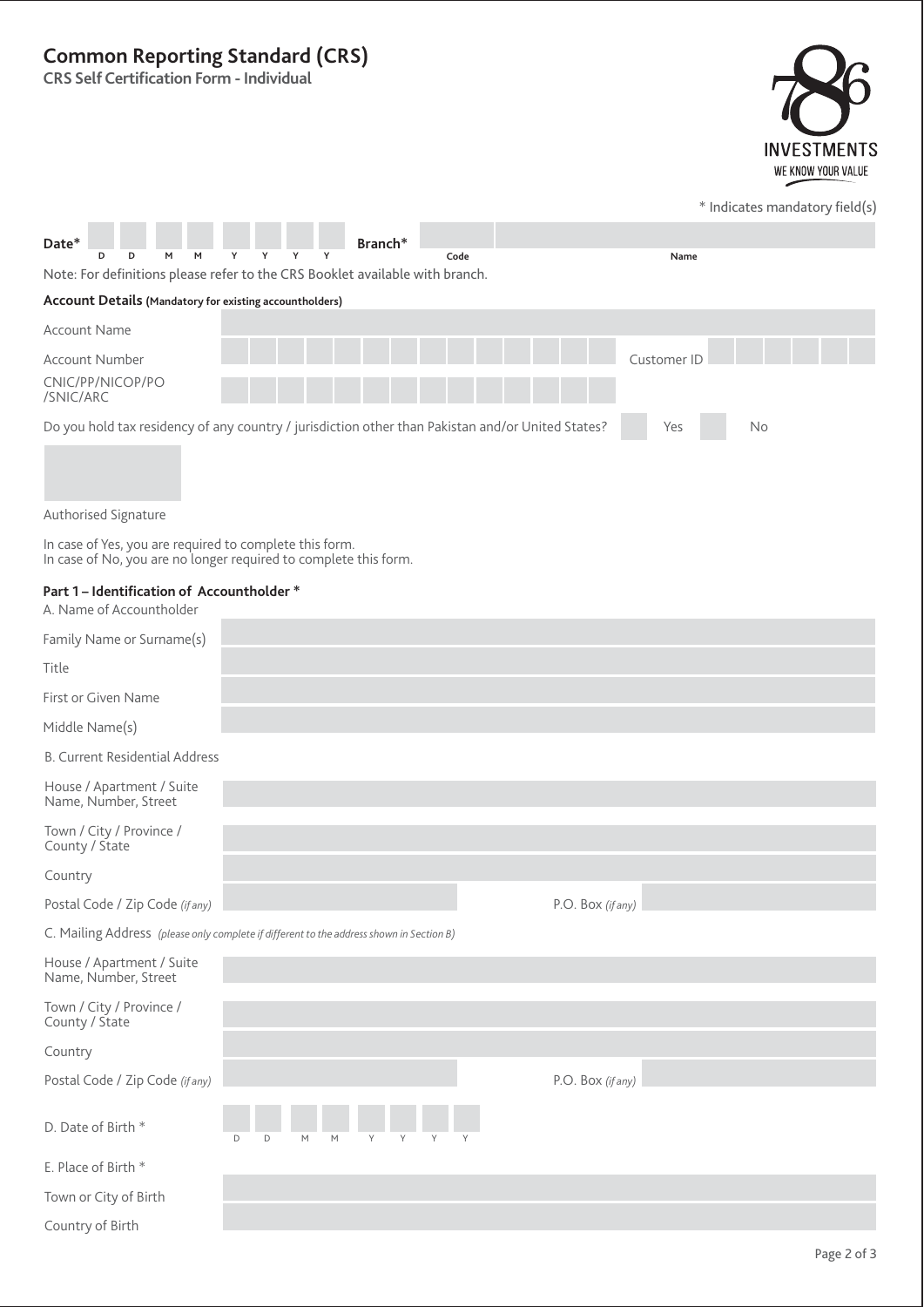# Common Reporting Standard (CRS)

**CRS Self Certification Form - Individual**

786 INVESTMENTS
WE KNOW YOUR VALUE

\* Indicates mandatory field(s)

| **Date\*** | D D M M Y Y Y Y | **Branch\*** | Code | Name |
|---|---|---|---|---|

Note: For definitions please refer to the CRS Booklet available with branch.

**Account Details (Mandatory for existing accountholders)**

| | | | |
|---|---|---|---|
| Account Name | | | |
| Account Number | | Customer ID | |
| CNIC/PP/NICOP/PO /SNIC/ARC | | | |

Do you hold tax residency of any country / jurisdiction other than Pakistan and/or United States? ☐ Yes ☐ No

Authorised Signature

In case of Yes, you are required to complete this form.
In case of No, you are no longer required to complete this form.

### Part 1 – Identification of Accountholder *

A. Name of Accountholder

| | |
|---|---|
| Family Name or Surname(s) | |
| Title | |
| First or Given Name | |
| Middle Name(s) | |

B. Current Residential Address

| | | | |
|---|---|---|---|
| House / Apartment / Suite Name, Number, Street | | | |
| Town / City / Province / County / State | | | |
| Country | | | |
| Postal Code / Zip Code *(if any)* | | P.O. Box *(if any)* | |

C. Mailing Address *(please only complete if different to the address shown in Section B)*

| | | | |
|---|---|---|---|
| House / Apartment / Suite Name, Number, Street | | | |
| Town / City / Province / County / State | | | |
| Country | | | |
| Postal Code / Zip Code *(if any)* | | P.O. Box *(if any)* | |

D. Date of Birth * D D M M Y Y Y Y

E. Place of Birth *

| | |
|---|---|
| Town or City of Birth | |
| Country of Birth | |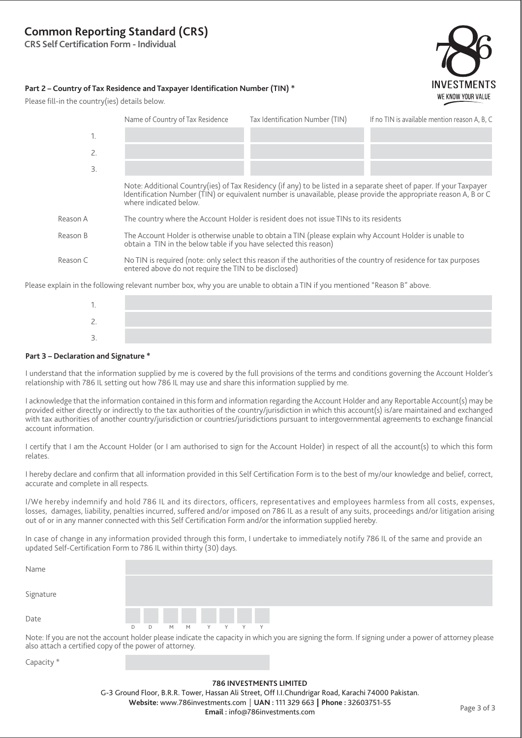# Common Reporting Standard (CRS)

**CRS Self Certification Form - Individual**

786 INVESTMENTS
WE KNOW YOUR VALUE

### Part 2 – Country of Tax Residence and Taxpayer Identification Number (TIN) *

Please fill-in the country(ies) details below.

| | Name of Country of Tax Residence | Tax Identification Number (TIN) | If no TIN is available mention reason A, B, C |
|---|---|---|---|
| 1. | | | |
| 2. | | | |
| 3. | | | |

Note: Additional Country(ies) of Tax Residency (if any) to be listed in a separate sheet of paper. If your Taxpayer Identification Number (TIN) or equivalent number is unavailable, please provide the appropriate reason A, B or C where indicated below.

| | |
|---|---|
| Reason A | The country where the Account Holder is resident does not issue TINs to its residents |
| Reason B | The Account Holder is otherwise unable to obtain a TIN (please explain why Account Holder is unable to obtain a TIN in the below table if you have selected this reason) |
| Reason C | No TIN is required (note: only select this reason if the authorities of the country of residence for tax purposes entered above do not require the TIN to be disclosed) |

Please explain in the following relevant number box, why you are unable to obtain a TIN if you mentioned "Reason B" above.

| | |
|---|---|
| 1. | |
| 2. | |
| 3. | |

### Part 3 – Declaration and Signature *

I understand that the information supplied by me is covered by the full provisions of the terms and conditions governing the Account Holder's relationship with 786 IL setting out how 786 IL may use and share this information supplied by me.

I acknowledge that the information contained in this form and information regarding the Account Holder and any Reportable Account(s) may be provided either directly or indirectly to the tax authorities of the country/jurisdiction in which this account(s) is/are maintained and exchanged with tax authorities of another country/jurisdiction or countries/jurisdictions pursuant to intergovernmental agreements to exchange financial account information.

I certify that I am the Account Holder (or I am authorised to sign for the Account Holder) in respect of all the account(s) to which this form relates.

I hereby declare and confirm that all information provided in this Self Certification Form is to the best of my/our knowledge and belief, correct, accurate and complete in all respects.

I/We hereby indemnify and hold 786 IL and its directors, officers, representatives and employees harmless from all costs, expenses, losses, damages, liability, penalties incurred, suffered and/or imposed on 786 IL as a result of any suits, proceedings and/or litigation arising out of or in any manner connected with this Self Certification Form and/or the information supplied hereby.

In case of change in any information provided through this form, I undertake to immediately notify 786 IL of the same and provide an updated Self-Certification Form to 786 IL within thirty (30) days.

| | |
|---|---|
| Name | |
| Signature | |
| Date | D D M M Y Y Y Y |

Note: If you are not the account holder please indicate the capacity in which you are signing the form. If signing under a power of attorney please also attach a certified copy of the power of attorney.

Capacity *

**786 INVESTMENTS LIMITED**
G-3 Ground Floor, B.R.R. Tower, Hassan Ali Street, Off I.I.Chundrigar Road, Karachi 74000 Pakistan.
**Website:** www.786investments.com | **UAN :** 111 329 663 | **Phone :** 32603751-55
**Email :** info@786investments.com